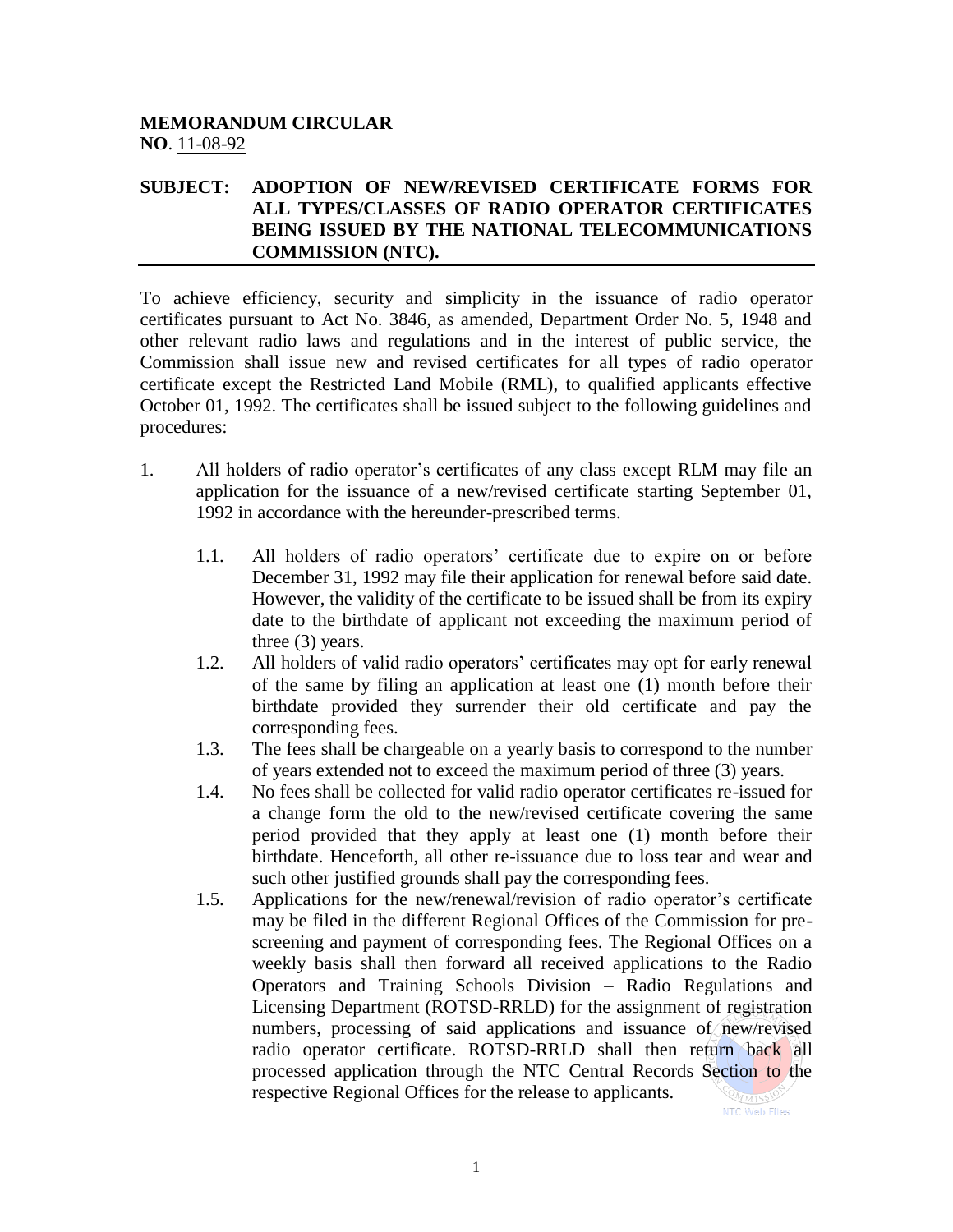**MEMORANDUM CIRCULAR**
**NO**. 11-08-92

**SUBJECT: ADOPTION OF NEW/REVISED CERTIFICATE FORMS FOR ALL TYPES/CLASSES OF RADIO OPERATOR CERTIFICATES BEING ISSUED BY THE NATIONAL TELECOMMUNICATIONS COMMISSION (NTC).**

To achieve efficiency, security and simplicity in the issuance of radio operator certificates pursuant to Act No. 3846, as amended, Department Order No. 5, 1948 and other relevant radio laws and regulations and in the interest of public service, the Commission shall issue new and revised certificates for all types of radio operator certificate except the Restricted Land Mobile (RML), to qualified applicants effective October 01, 1992. The certificates shall be issued subject to the following guidelines and procedures:

1. All holders of radio operator's certificates of any class except RLM may file an application for the issuance of a new/revised certificate starting September 01, 1992 in accordance with the hereunder-prescribed terms.

    1.1. All holders of radio operators' certificate due to expire on or before December 31, 1992 may file their application for renewal before said date. However, the validity of the certificate to be issued shall be from its expiry date to the birthdate of applicant not exceeding the maximum period of three (3) years.

    1.2. All holders of valid radio operators' certificates may opt for early renewal of the same by filing an application at least one (1) month before their birthdate provided they surrender their old certificate and pay the corresponding fees.

    1.3. The fees shall be chargeable on a yearly basis to correspond to the number of years extended not to exceed the maximum period of three (3) years.

    1.4. No fees shall be collected for valid radio operator certificates re-issued for a change form the old to the new/revised certificate covering the same period provided that they apply at least one (1) month before their birthdate. Henceforth, all other re-issuance due to loss tear and wear and such other justified grounds shall pay the corresponding fees.

    1.5. Applications for the new/renewal/revision of radio operator's certificate may be filed in the different Regional Offices of the Commission for pre-screening and payment of corresponding fees. The Regional Offices on a weekly basis shall then forward all received applications to the Radio Operators and Training Schools Division – Radio Regulations and Licensing Department (ROTSD-RRLD) for the assignment of registration numbers, processing of said applications and issuance of new/revised radio operator certificate. ROTSD-RRLD shall then return back all processed application through the NTC Central Records Section to the respective Regional Offices for the release to applicants.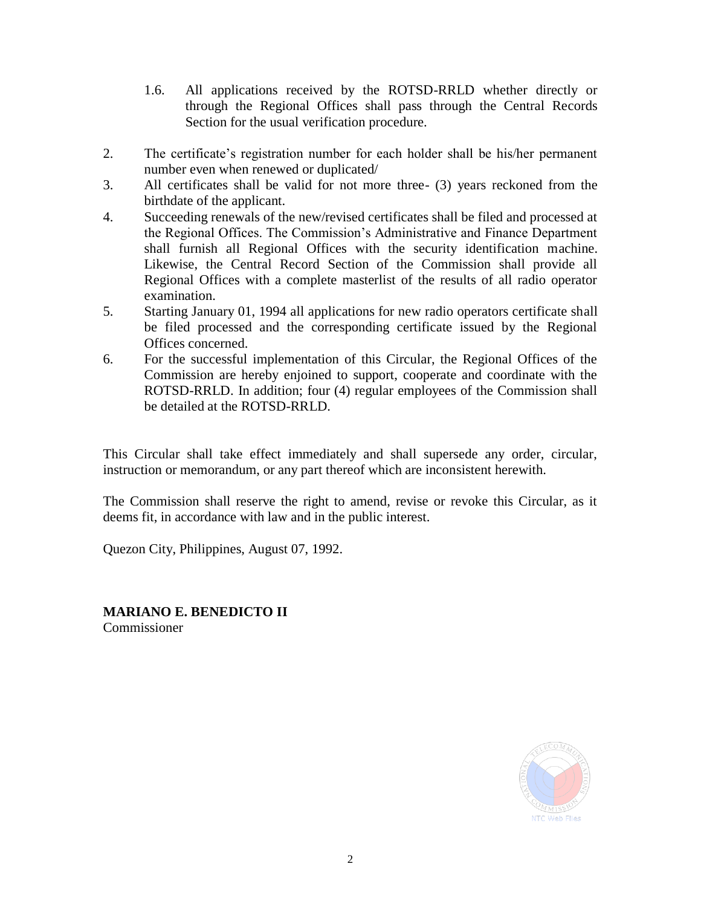1.6. All applications received by the ROTSD-RRLD whether directly or through the Regional Offices shall pass through the Central Records Section for the usual verification procedure.

2. The certificate's registration number for each holder shall be his/her permanent number even when renewed or duplicated/
3. All certificates shall be valid for not more three- (3) years reckoned from the birthdate of the applicant.
4. Succeeding renewals of the new/revised certificates shall be filed and processed at the Regional Offices. The Commission's Administrative and Finance Department shall furnish all Regional Offices with the security identification machine. Likewise, the Central Record Section of the Commission shall provide all Regional Offices with a complete masterlist of the results of all radio operator examination.
5. Starting January 01, 1994 all applications for new radio operators certificate shall be filed processed and the corresponding certificate issued by the Regional Offices concerned.
6. For the successful implementation of this Circular, the Regional Offices of the Commission are hereby enjoined to support, cooperate and coordinate with the ROTSD-RRLD. In addition; four (4) regular employees of the Commission shall be detailed at the ROTSD-RRLD.

This Circular shall take effect immediately and shall supersede any order, circular, instruction or memorandum, or any part thereof which are inconsistent herewith.

The Commission shall reserve the right to amend, revise or revoke this Circular, as it deems fit, in accordance with law and in the public interest.

Quezon City, Philippines, August 07, 1992.

**MARIANO E. BENEDICTO II**
Commissioner